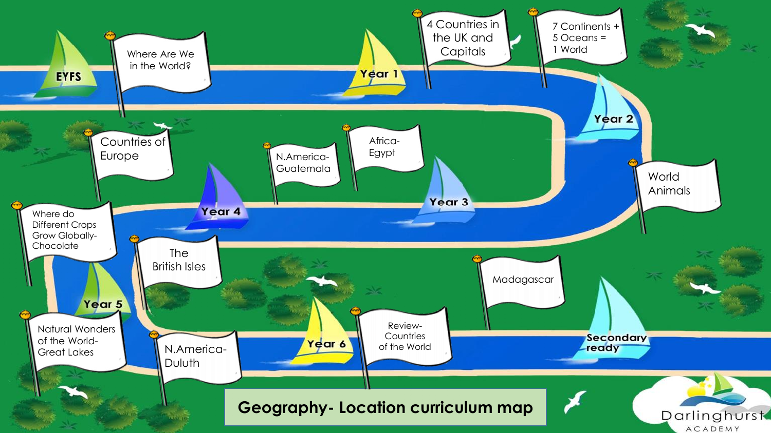# Geography- Location curriculum map

**EYFS**
- Where Are We in the World?

**Year 1**
- 4 Countries in the UK and Capitals

**Year 2**
- 7 Continents + 5 Oceans = 1 World
- World Animals

**Year 3**
- Africa- Egypt
- N.America- Guatemala

**Year 4**
- Countries of Europe
- Where do Different Crops Grow Globally- Chocolate

**Year 5**
- The British Isles
- Natural Wonders of the World- Great Lakes

**Year 6**
- N.America- Duluth
- Review- Countries of the World
- Madagascar

**Secondary ready**

Darlinghurst ACADEMY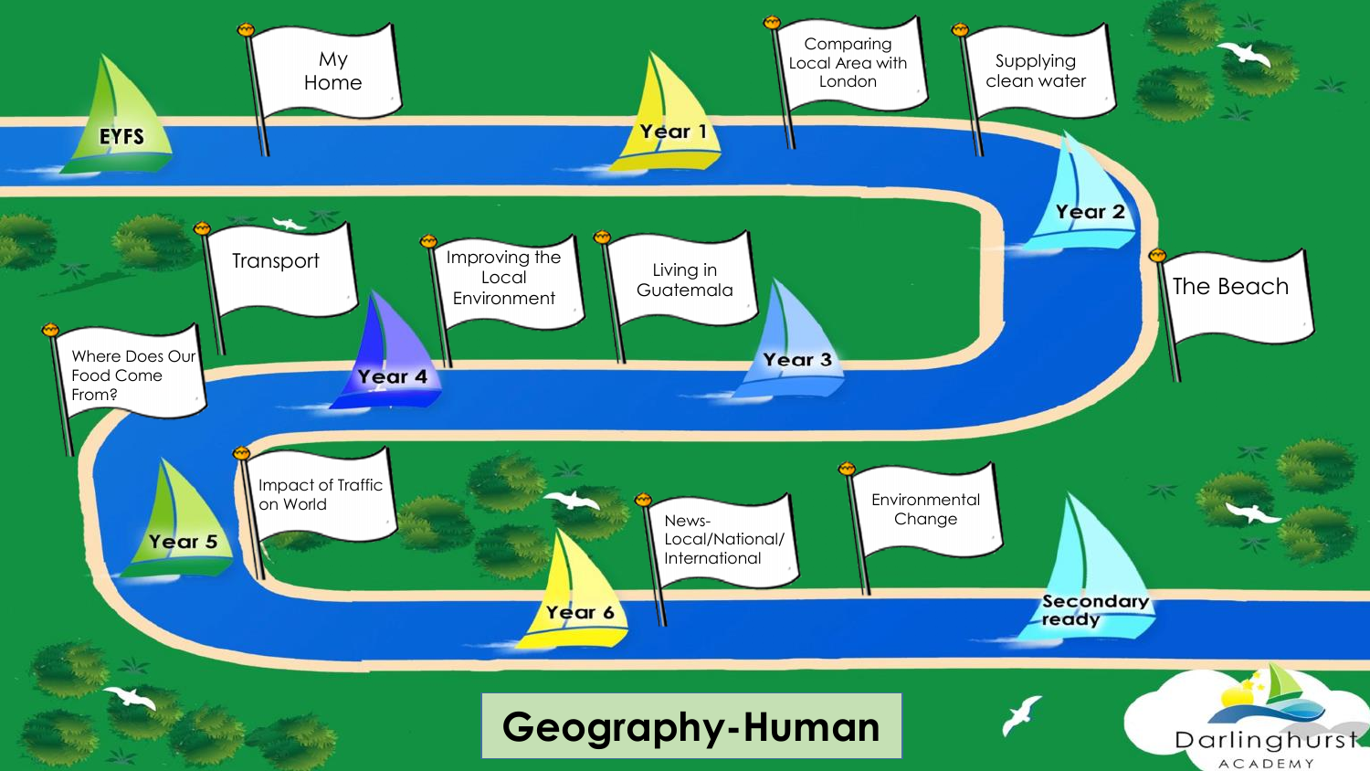# Geography-Human

- EYFS
  - My Home
- Year 1
  - Comparing Local Area with London
  - Supplying clean water
- Year 2
  - The Beach
- Year 3
  - Living in Guatemala
  - Improving the Local Environment
  - Transport
- Year 4
  - Where Does Our Food Come From?
- Year 5
  - Impact of Traffic on World
- Year 6
  - News- Local/National/ International
  - Environmental Change
- Secondary ready

Darlinghurst ACADEMY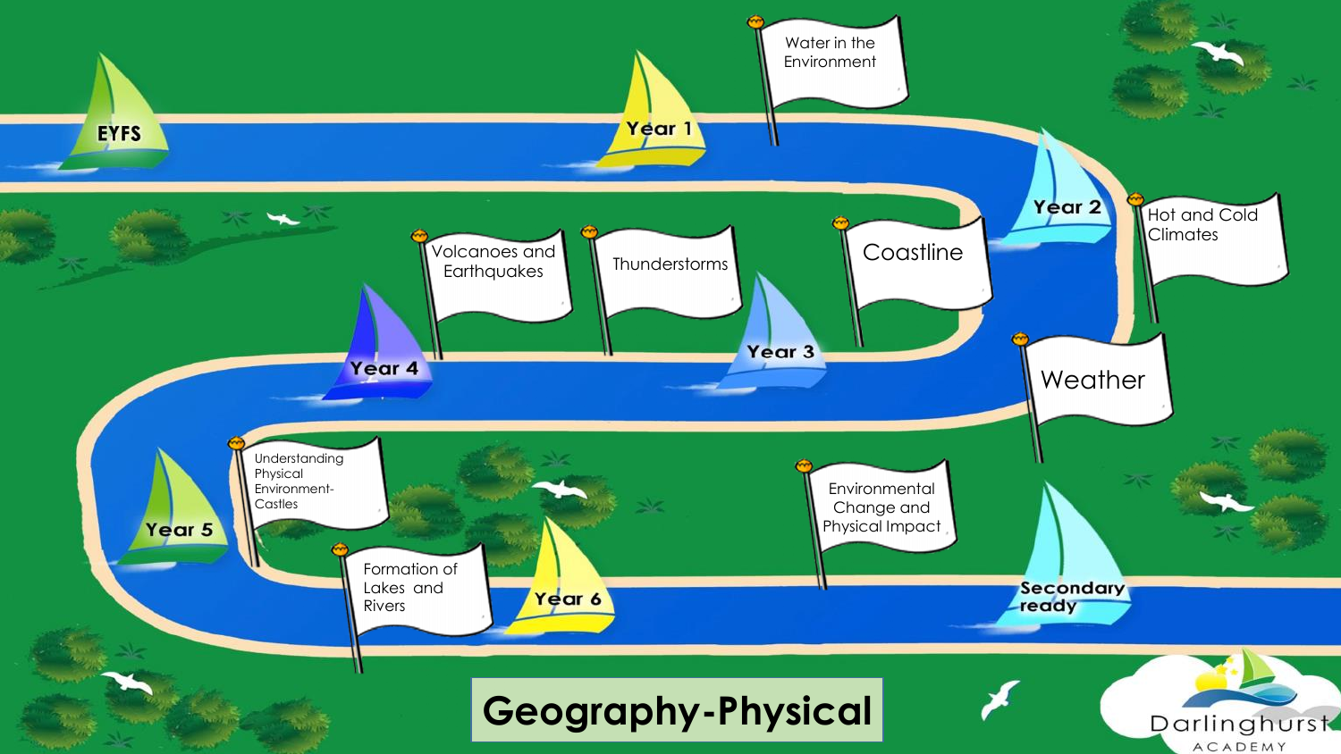# Geography-Physical

- EYFS
- Year 1
  - Water in the Environment
- Year 2
  - Hot and Cold Climates
  - Coastline
- Year 3
  - Weather
  - Thunderstorms
- Year 4
  - Volcanoes and Earthquakes
- Year 5
  - Understanding Physical Environment- Castles
  - Formation of Lakes and Rivers
- Year 6
  - Environmental Change and Physical Impact
- Secondary ready

Darlinghurst ACADEMY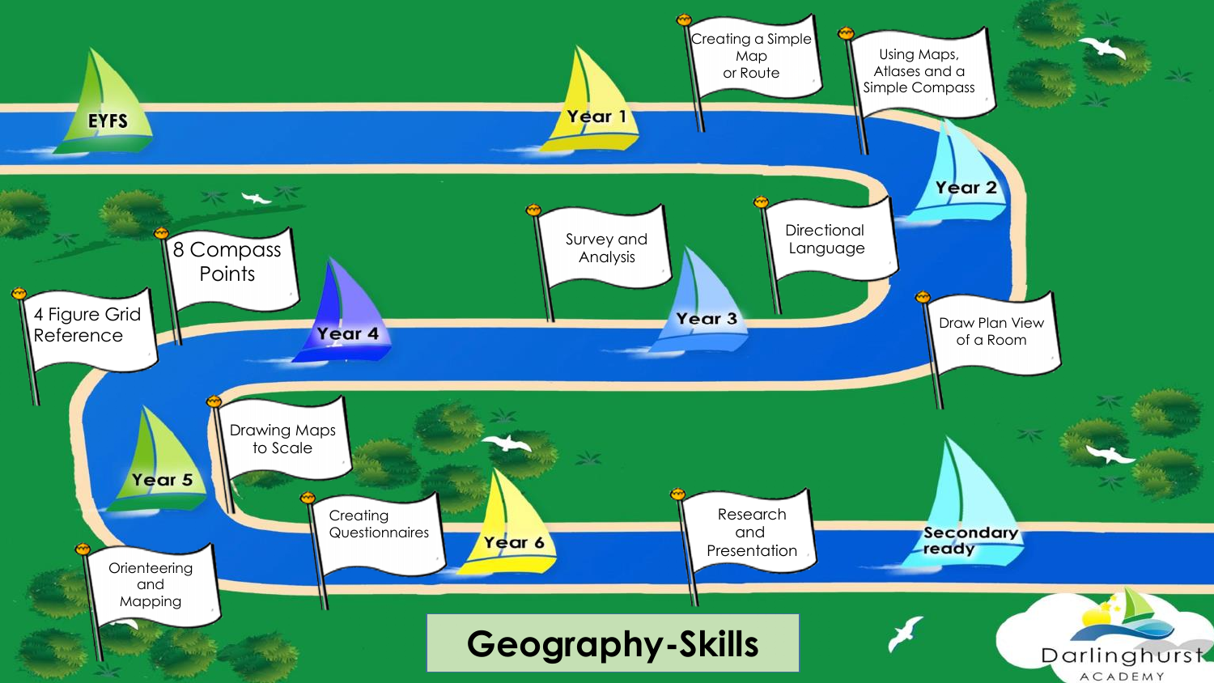# Geography-Skills

- **EYFS**
- **Year 1**
  - Creating a Simple Map or Route
  - Using Maps, Atlases and a Simple Compass
- **Year 2**
  - Directional Language
  - Draw Plan View of a Room
- **Year 3**
  - Survey and Analysis
- **Year 4**
  - 8 Compass Points
  - 4 Figure Grid Reference
- **Year 5**
  - Drawing Maps to Scale
  - Orienteering and Mapping
- **Year 6**
  - Creating Questionnaires
  - Research and Presentation
- **Secondary ready**

Darlinghurst ACADEMY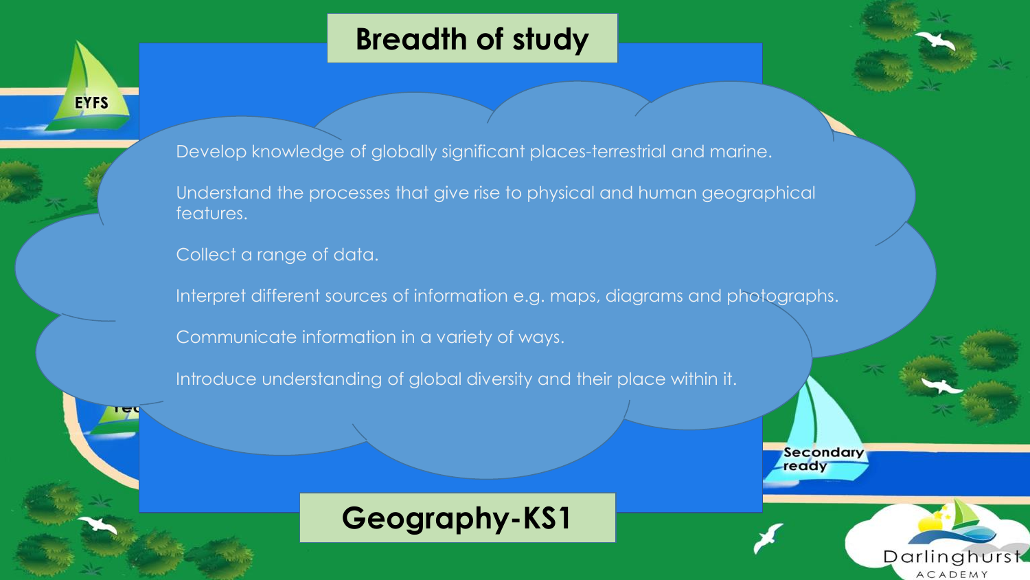# Breadth of study

Develop knowledge of globally significant places-terrestrial and marine.

Understand the processes that give rise to physical and human geographical features.

Collect a range of data.

Interpret different sources of information e.g. maps, diagrams and photographs.

Communicate information in a variety of ways.

Introduce understanding of global diversity and their place within it.

## Geography-KS1

EYFS

Secondary ready

Darlinghurst ACADEMY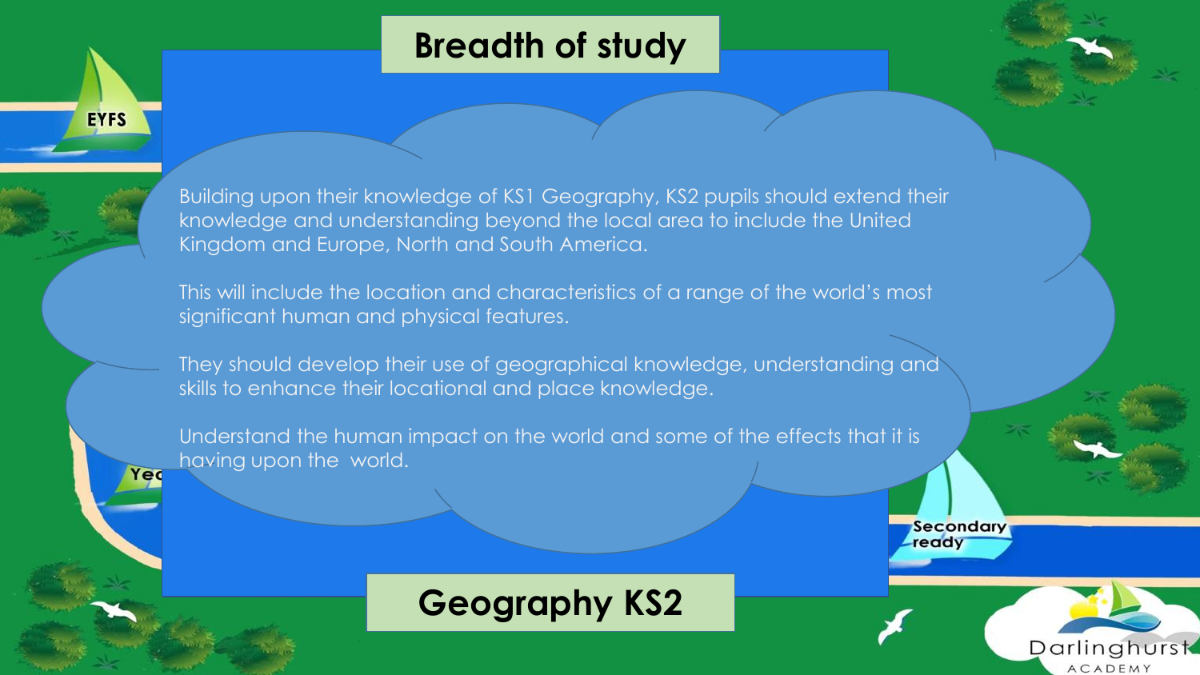# Breadth of study

Building upon their knowledge of KS1 Geography, KS2 pupils should extend their knowledge and understanding beyond the local area to include the United Kingdom and Europe, North and South America.

This will include the location and characteristics of a range of the world's most significant human and physical features.

They should develop their use of geographical knowledge, understanding and skills to enhance their locational and place knowledge.

Understand the human impact on the world and some of the effects that it is having upon the world.

## Geography KS2

EYFS

Secondary ready

Darlinghurst ACADEMY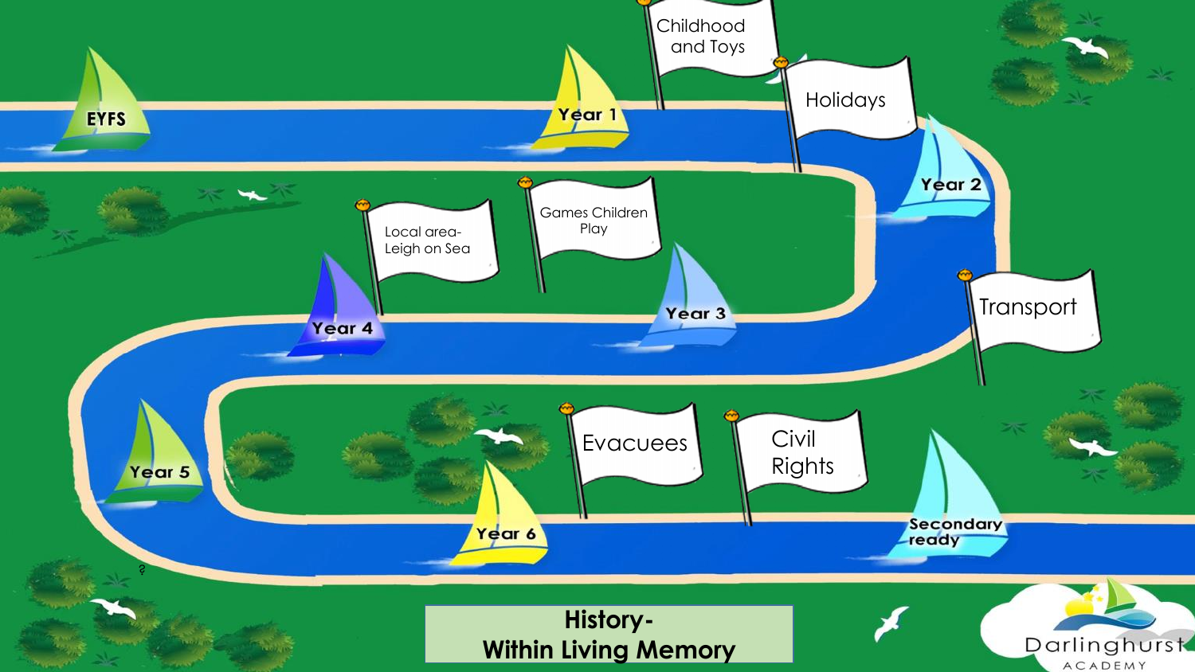# History- Within Living Memory

- EYFS
- Year 1
  - Childhood and Toys
  - Holidays
- Year 2
  - Transport
- Year 3
  - Games Children Play
- Year 4
  - Local area- Leigh on Sea
- Year 5
- Year 6
  - Evacuees
  - Civil Rights
- Secondary ready

Darlinghurst ACADEMY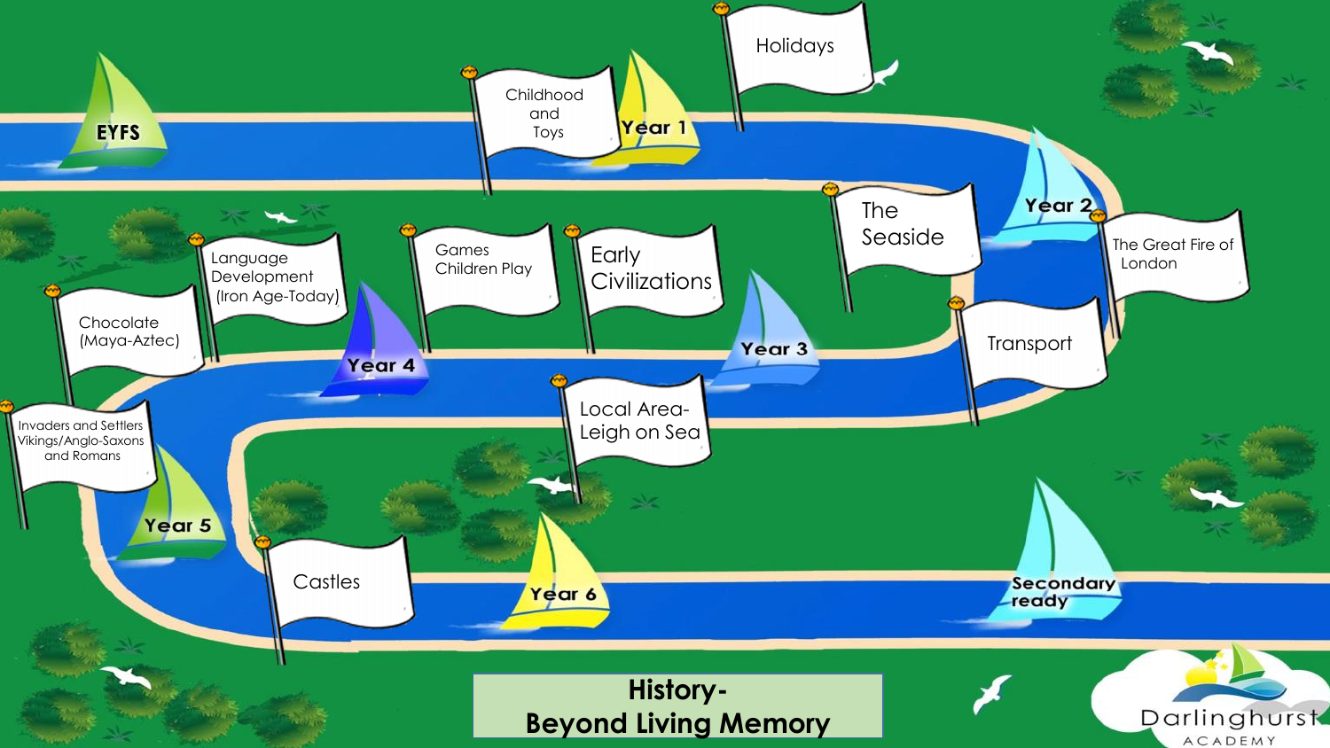# History- Beyond Living Memory

**EYFS**

**Year 1**
- Childhood and Toys
- Holidays

**Year 2**
- The Seaside
- The Great Fire of London
- Transport

**Year 3**
- Games Children Play
- Early Civilizations
- Local Area- Leigh on Sea

**Year 4**
- Chocolate (Maya-Aztec)
- Language Development (Iron Age-Today)

**Year 5**
- Invaders and Settlers Vikings/Anglo-Saxons and Romans

**Year 6**
- Castles

**Secondary ready**

Darlinghurst ACADEMY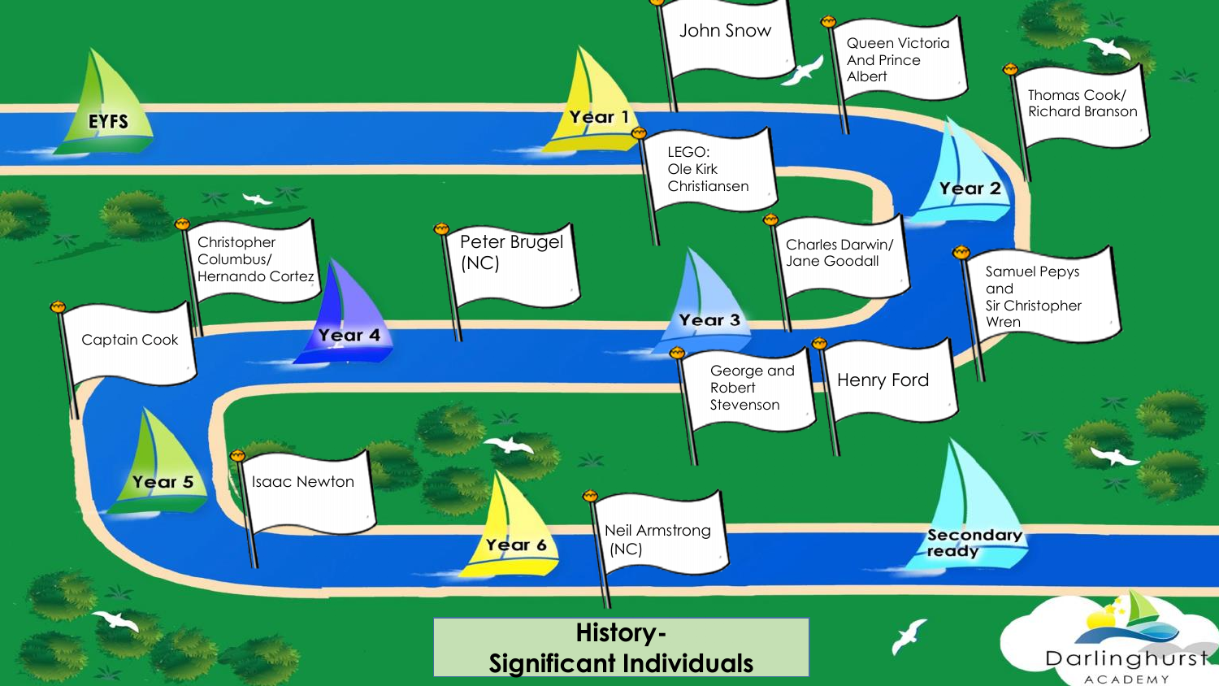# History- Significant Individuals

**EYFS**

**Year 1**
- John Snow
- LEGO: Ole Kirk Christiansen
- Queen Victoria And Prince Albert

**Year 2**
- Thomas Cook/ Richard Branson
- Charles Darwin/ Jane Goodall
- Samuel Pepys and Sir Christopher Wren

**Year 3**
- Peter Brugel (NC)
- George and Robert Stevenson
- Henry Ford

**Year 4**
- Christopher Columbus/ Hernando Cortez
- Captain Cook

**Year 5**
- Isaac Newton

**Year 6**
- Neil Armstrong (NC)

**Secondary ready**

Darlinghurst ACADEMY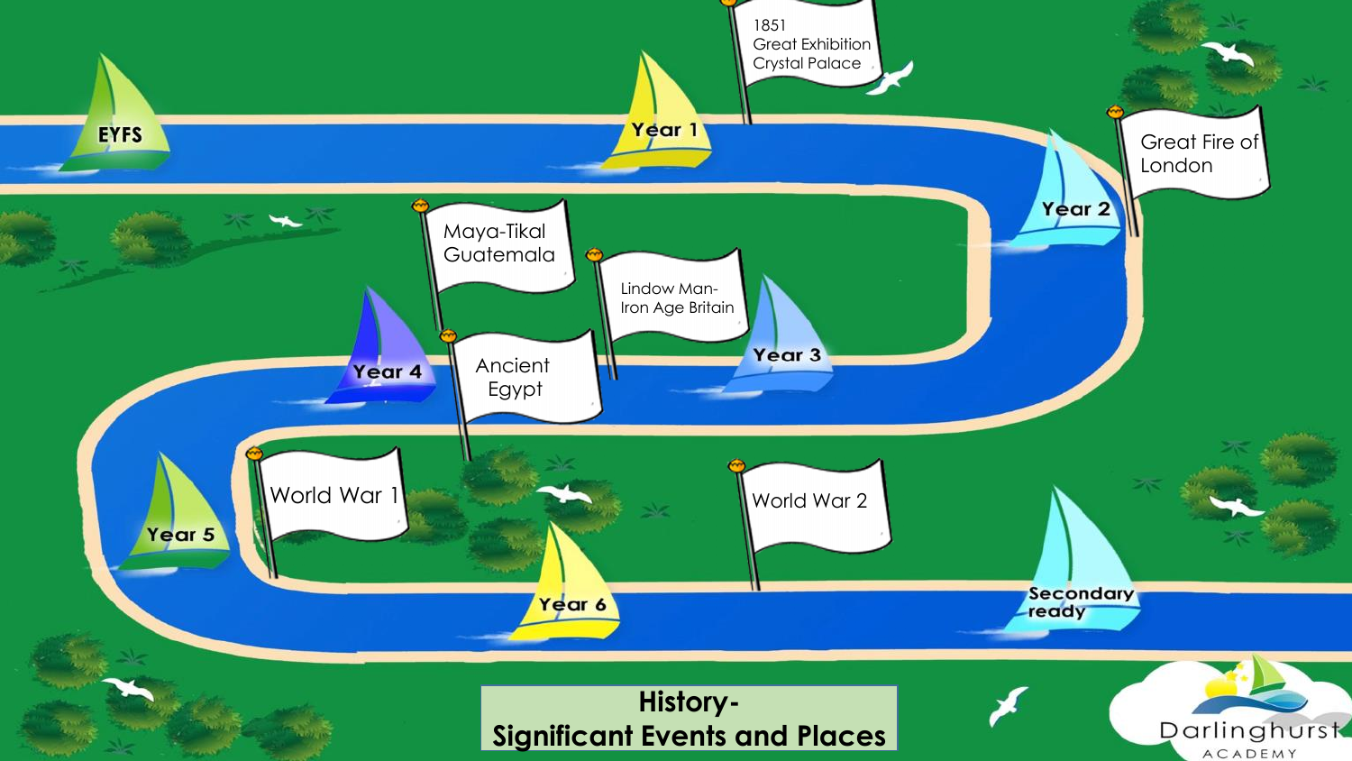# History- Significant Events and Places

EYFS

Year 1

1851 Great Exhibition Crystal Palace

Year 2

Great Fire of London

Year 3

Lindow Man- Iron Age Britain

Maya-Tikal Guatemala

Year 4

Ancient Egypt

Year 5

World War 1

Year 6

World War 2

Secondary ready

Darlinghurst Academy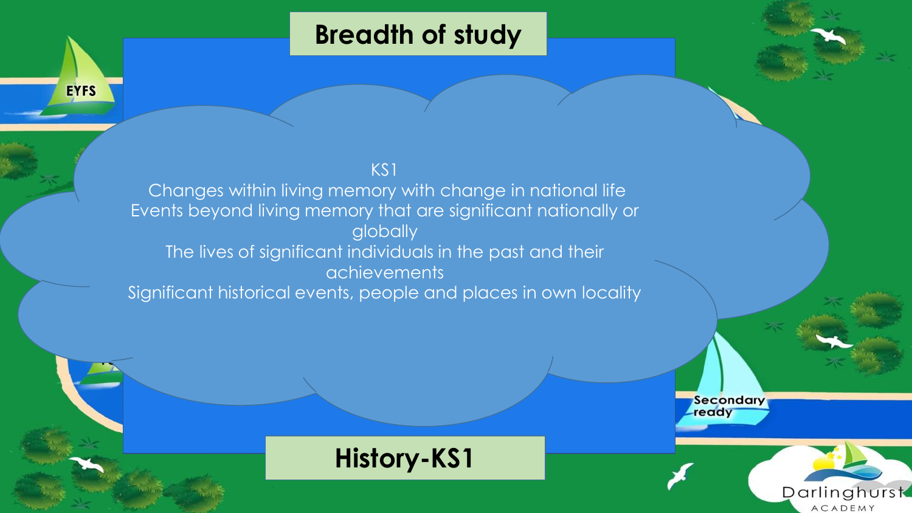# Breadth of study

KS1

Changes within living memory with change in national life

Events beyond living memory that are significant nationally or globally

The lives of significant individuals in the past and their achievements

Significant historical events, people and places in own locality

## History-KS1

EYFS

Secondary ready

Darlinghurst ACADEMY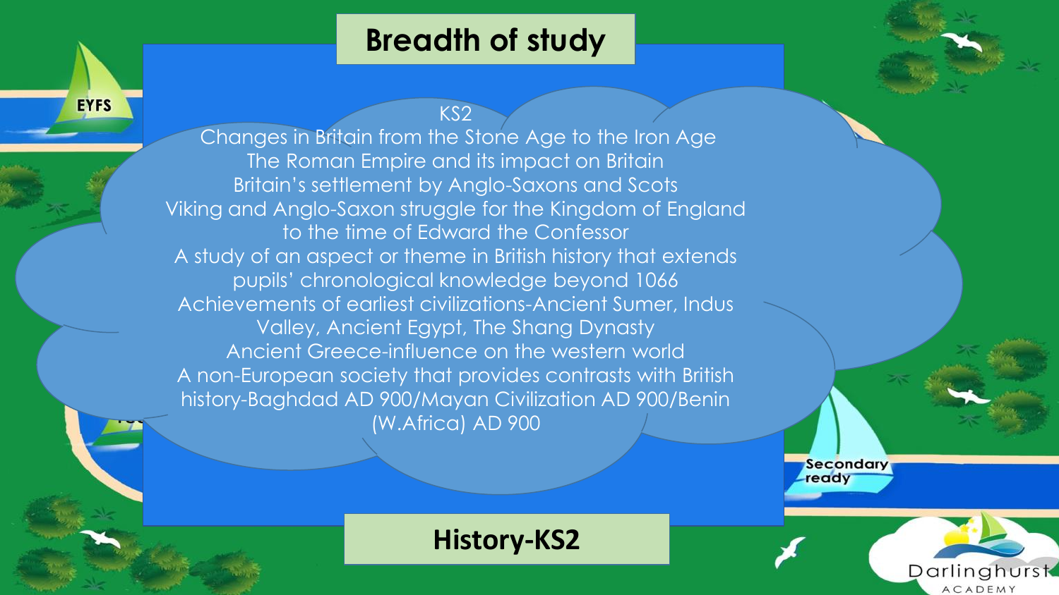# Breadth of study

KS2

Changes in Britain from the Stone Age to the Iron Age

The Roman Empire and its impact on Britain

Britain's settlement by Anglo-Saxons and Scots

Viking and Anglo-Saxon struggle for the Kingdom of England to the time of Edward the Confessor

A study of an aspect or theme in British history that extends pupils' chronological knowledge beyond 1066

Achievements of earliest civilizations-Ancient Sumer, Indus Valley, Ancient Egypt, The Shang Dynasty

Ancient Greece-influence on the western world

A non-European society that provides contrasts with British history-Baghdad AD 900/Mayan Civilization AD 900/Benin (W.Africa) AD 900

## History-KS2

EYFS

Secondary ready

Darlinghurst ACADEMY